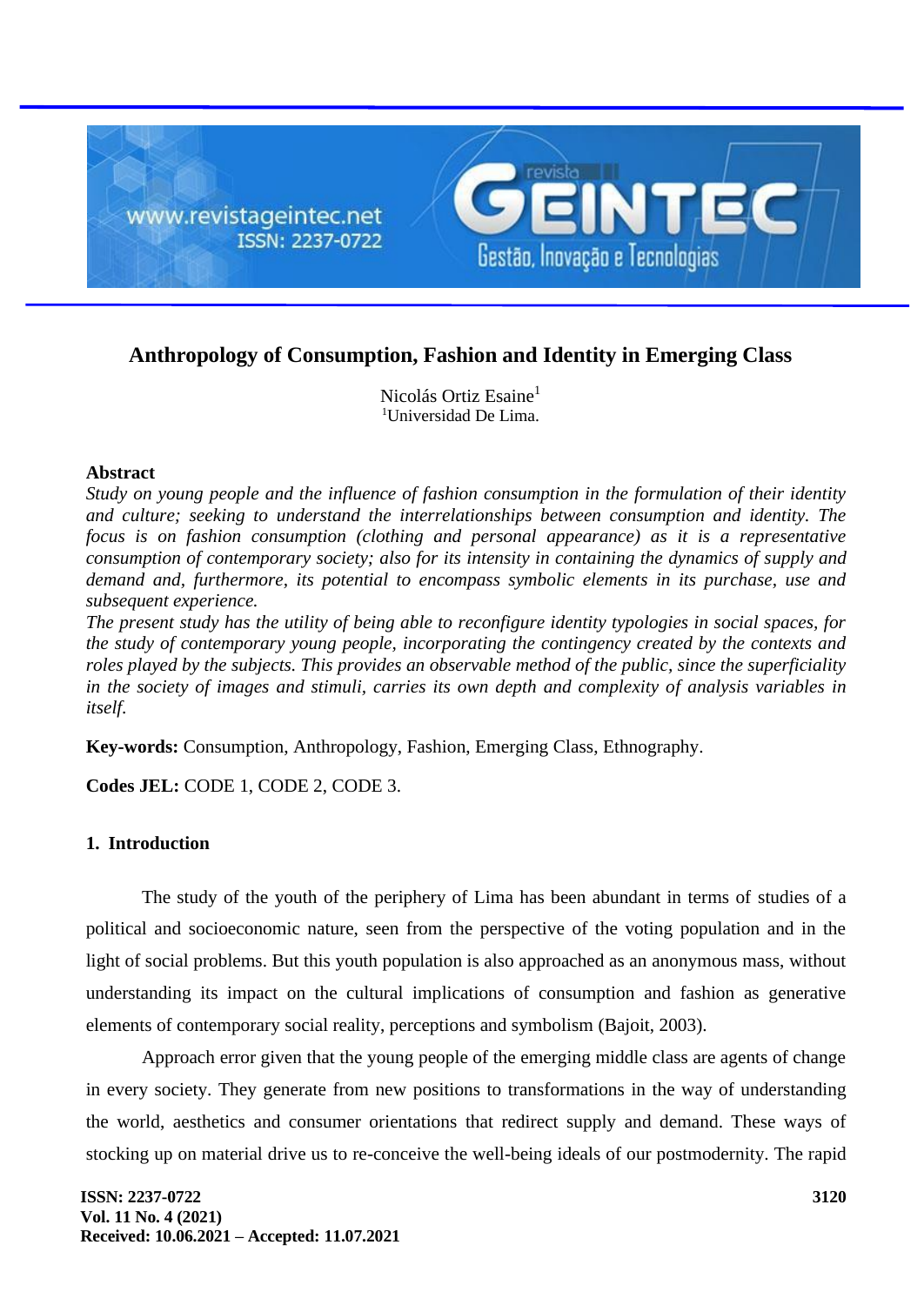# Anthropology of Consumption, Fashion and Identity in Emerging Class

Nicolás Ortiz Esaine[1]
[1]Universidad De Lima.

**Abstract**

*Study on young people and the influence of fashion consumption in the formulation of their identity and culture; seeking to understand the interrelationships between consumption and identity. The focus is on fashion consumption (clothing and personal appearance) as it is a representative consumption of contemporary society; also for its intensity in containing the dynamics of supply and demand and, furthermore, its potential to encompass symbolic elements in its purchase, use and subsequent experience.*

*The present study has the utility of being able to reconfigure identity typologies in social spaces, for the study of contemporary young people, incorporating the contingency created by the contexts and roles played by the subjects. This provides an observable method of the public, since the superficiality in the society of images and stimuli, carries its own depth and complexity of analysis variables in itself.*

**Key-words:** Consumption, Anthropology, Fashion, Emerging Class, Ethnography.

**Codes JEL:** CODE 1, CODE 2, CODE 3.

## 1. Introduction

The study of the youth of the periphery of Lima has been abundant in terms of studies of a political and socioeconomic nature, seen from the perspective of the voting population and in the light of social problems. But this youth population is also approached as an anonymous mass, without understanding its impact on the cultural implications of consumption and fashion as generative elements of contemporary social reality, perceptions and symbolism (Bajoit, 2003).

Approach error given that the young people of the emerging middle class are agents of change in every society. They generate from new positions to transformations in the way of understanding the world, aesthetics and consumer orientations that redirect supply and demand. These ways of stocking up on material drive us to re-conceive the well-being ideals of our postmodernity. The rapid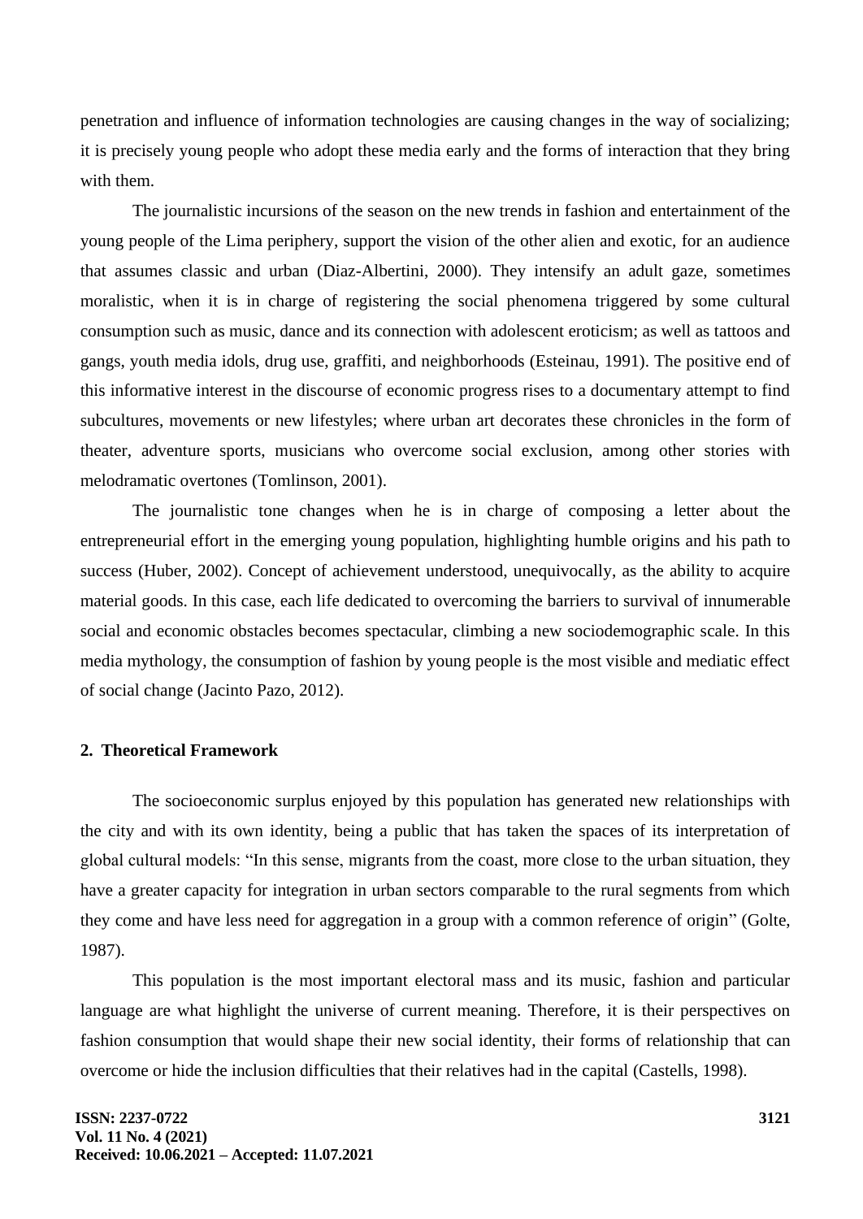penetration and influence of information technologies are causing changes in the way of socializing; it is precisely young people who adopt these media early and the forms of interaction that they bring with them.

The journalistic incursions of the season on the new trends in fashion and entertainment of the young people of the Lima periphery, support the vision of the other alien and exotic, for an audience that assumes classic and urban (Diaz-Albertini, 2000). They intensify an adult gaze, sometimes moralistic, when it is in charge of registering the social phenomena triggered by some cultural consumption such as music, dance and its connection with adolescent eroticism; as well as tattoos and gangs, youth media idols, drug use, graffiti, and neighborhoods (Esteinau, 1991). The positive end of this informative interest in the discourse of economic progress rises to a documentary attempt to find subcultures, movements or new lifestyles; where urban art decorates these chronicles in the form of theater, adventure sports, musicians who overcome social exclusion, among other stories with melodramatic overtones (Tomlinson, 2001).

The journalistic tone changes when he is in charge of composing a letter about the entrepreneurial effort in the emerging young population, highlighting humble origins and his path to success (Huber, 2002). Concept of achievement understood, unequivocally, as the ability to acquire material goods. In this case, each life dedicated to overcoming the barriers to survival of innumerable social and economic obstacles becomes spectacular, climbing a new sociodemographic scale. In this media mythology, the consumption of fashion by young people is the most visible and mediatic effect of social change (Jacinto Pazo, 2012).

## 2. Theoretical Framework

The socioeconomic surplus enjoyed by this population has generated new relationships with the city and with its own identity, being a public that has taken the spaces of its interpretation of global cultural models: "In this sense, migrants from the coast, more close to the urban situation, they have a greater capacity for integration in urban sectors comparable to the rural segments from which they come and have less need for aggregation in a group with a common reference of origin" (Golte, 1987).

This population is the most important electoral mass and its music, fashion and particular language are what highlight the universe of current meaning. Therefore, it is their perspectives on fashion consumption that would shape their new social identity, their forms of relationship that can overcome or hide the inclusion difficulties that their relatives had in the capital (Castells, 1998).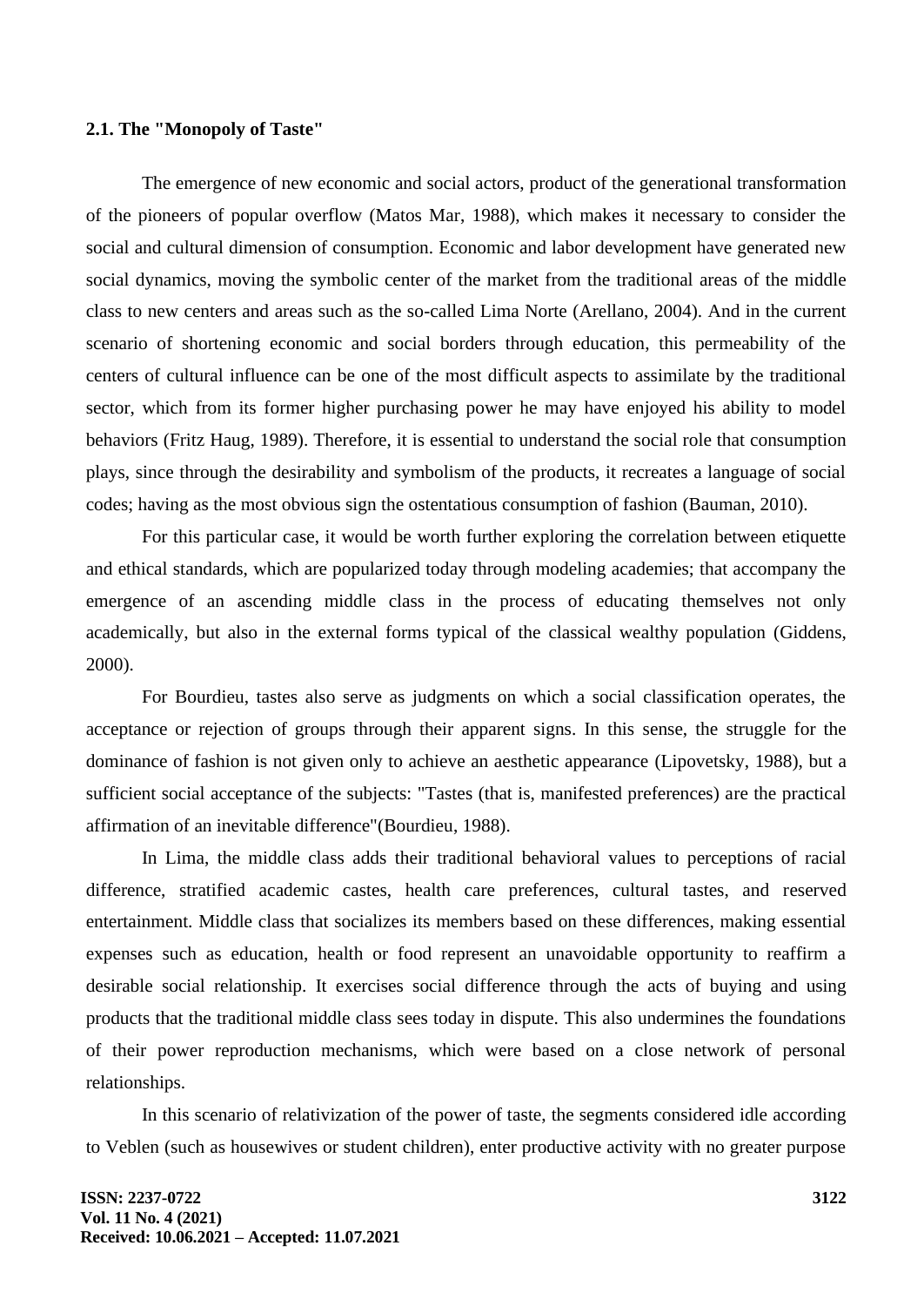### 2.1. The "Monopoly of Taste"

The emergence of new economic and social actors, product of the generational transformation of the pioneers of popular overflow (Matos Mar, 1988), which makes it necessary to consider the social and cultural dimension of consumption. Economic and labor development have generated new social dynamics, moving the symbolic center of the market from the traditional areas of the middle class to new centers and areas such as the so-called Lima Norte (Arellano, 2004). And in the current scenario of shortening economic and social borders through education, this permeability of the centers of cultural influence can be one of the most difficult aspects to assimilate by the traditional sector, which from its former higher purchasing power he may have enjoyed his ability to model behaviors (Fritz Haug, 1989). Therefore, it is essential to understand the social role that consumption plays, since through the desirability and symbolism of the products, it recreates a language of social codes; having as the most obvious sign the ostentatious consumption of fashion (Bauman, 2010).

For this particular case, it would be worth further exploring the correlation between etiquette and ethical standards, which are popularized today through modeling academies; that accompany the emergence of an ascending middle class in the process of educating themselves not only academically, but also in the external forms typical of the classical wealthy population (Giddens, 2000).

For Bourdieu, tastes also serve as judgments on which a social classification operates, the acceptance or rejection of groups through their apparent signs. In this sense, the struggle for the dominance of fashion is not given only to achieve an aesthetic appearance (Lipovetsky, 1988), but a sufficient social acceptance of the subjects: "Tastes (that is, manifested preferences) are the practical affirmation of an inevitable difference"(Bourdieu, 1988).

In Lima, the middle class adds their traditional behavioral values to perceptions of racial difference, stratified academic castes, health care preferences, cultural tastes, and reserved entertainment. Middle class that socializes its members based on these differences, making essential expenses such as education, health or food represent an unavoidable opportunity to reaffirm a desirable social relationship. It exercises social difference through the acts of buying and using products that the traditional middle class sees today in dispute. This also undermines the foundations of their power reproduction mechanisms, which were based on a close network of personal relationships.

In this scenario of relativization of the power of taste, the segments considered idle according to Veblen (such as housewives or student children), enter productive activity with no greater purpose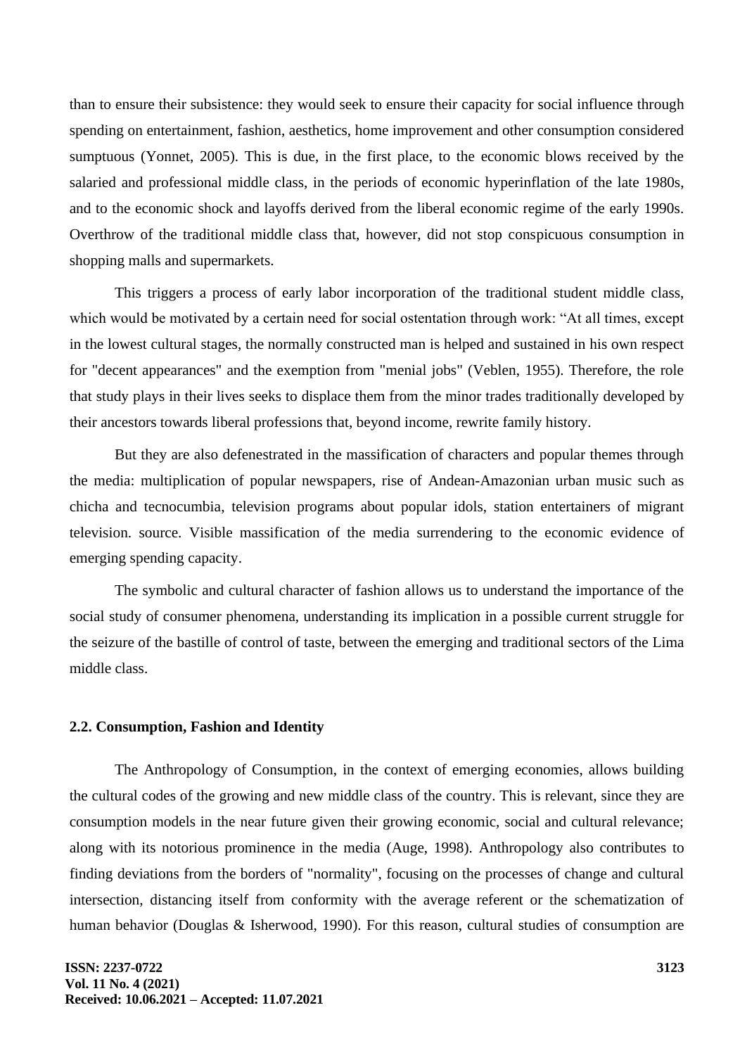than to ensure their subsistence: they would seek to ensure their capacity for social influence through spending on entertainment, fashion, aesthetics, home improvement and other consumption considered sumptuous (Yonnet, 2005). This is due, in the first place, to the economic blows received by the salaried and professional middle class, in the periods of economic hyperinflation of the late 1980s, and to the economic shock and layoffs derived from the liberal economic regime of the early 1990s. Overthrow of the traditional middle class that, however, did not stop conspicuous consumption in shopping malls and supermarkets.

This triggers a process of early labor incorporation of the traditional student middle class, which would be motivated by a certain need for social ostentation through work: “At all times, except in the lowest cultural stages, the normally constructed man is helped and sustained in his own respect for "decent appearances" and the exemption from "menial jobs" (Veblen, 1955). Therefore, the role that study plays in their lives seeks to displace them from the minor trades traditionally developed by their ancestors towards liberal professions that, beyond income, rewrite family history.

But they are also defenestrated in the massification of characters and popular themes through the media: multiplication of popular newspapers, rise of Andean-Amazonian urban music such as chicha and tecnocumbia, television programs about popular idols, station entertainers of migrant television. source. Visible massification of the media surrendering to the economic evidence of emerging spending capacity.

The symbolic and cultural character of fashion allows us to understand the importance of the social study of consumer phenomena, understanding its implication in a possible current struggle for the seizure of the bastille of control of taste, between the emerging and traditional sectors of the Lima middle class.

### 2.2. Consumption, Fashion and Identity

The Anthropology of Consumption, in the context of emerging economies, allows building the cultural codes of the growing and new middle class of the country. This is relevant, since they are consumption models in the near future given their growing economic, social and cultural relevance; along with its notorious prominence in the media (Auge, 1998). Anthropology also contributes to finding deviations from the borders of "normality", focusing on the processes of change and cultural intersection, distancing itself from conformity with the average referent or the schematization of human behavior (Douglas & Isherwood, 1990). For this reason, cultural studies of consumption are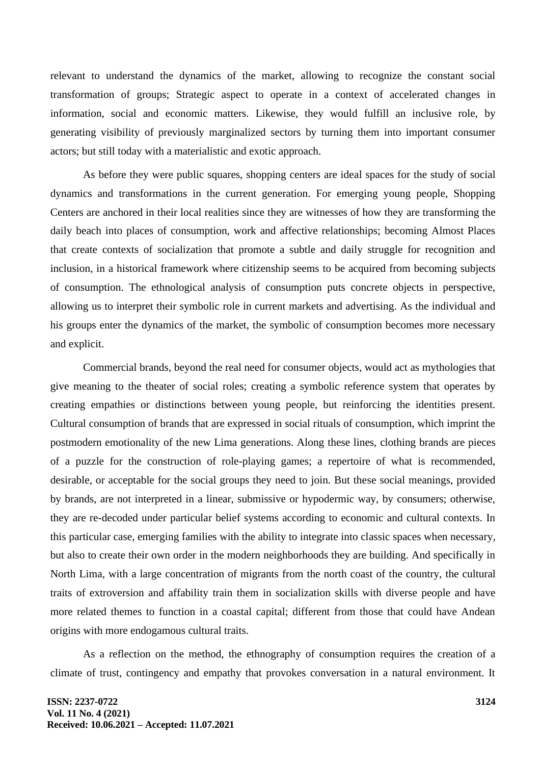relevant to understand the dynamics of the market, allowing to recognize the constant social transformation of groups; Strategic aspect to operate in a context of accelerated changes in information, social and economic matters. Likewise, they would fulfill an inclusive role, by generating visibility of previously marginalized sectors by turning them into important consumer actors; but still today with a materialistic and exotic approach.

As before they were public squares, shopping centers are ideal spaces for the study of social dynamics and transformations in the current generation. For emerging young people, Shopping Centers are anchored in their local realities since they are witnesses of how they are transforming the daily beach into places of consumption, work and affective relationships; becoming Almost Places that create contexts of socialization that promote a subtle and daily struggle for recognition and inclusion, in a historical framework where citizenship seems to be acquired from becoming subjects of consumption. The ethnological analysis of consumption puts concrete objects in perspective, allowing us to interpret their symbolic role in current markets and advertising. As the individual and his groups enter the dynamics of the market, the symbolic of consumption becomes more necessary and explicit.

Commercial brands, beyond the real need for consumer objects, would act as mythologies that give meaning to the theater of social roles; creating a symbolic reference system that operates by creating empathies or distinctions between young people, but reinforcing the identities present. Cultural consumption of brands that are expressed in social rituals of consumption, which imprint the postmodern emotionality of the new Lima generations. Along these lines, clothing brands are pieces of a puzzle for the construction of role-playing games; a repertoire of what is recommended, desirable, or acceptable for the social groups they need to join. But these social meanings, provided by brands, are not interpreted in a linear, submissive or hypodermic way, by consumers; otherwise, they are re-decoded under particular belief systems according to economic and cultural contexts. In this particular case, emerging families with the ability to integrate into classic spaces when necessary, but also to create their own order in the modern neighborhoods they are building. And specifically in North Lima, with a large concentration of migrants from the north coast of the country, the cultural traits of extroversion and affability train them in socialization skills with diverse people and have more related themes to function in a coastal capital; different from those that could have Andean origins with more endogamous cultural traits.

As a reflection on the method, the ethnography of consumption requires the creation of a climate of trust, contingency and empathy that provokes conversation in a natural environment. It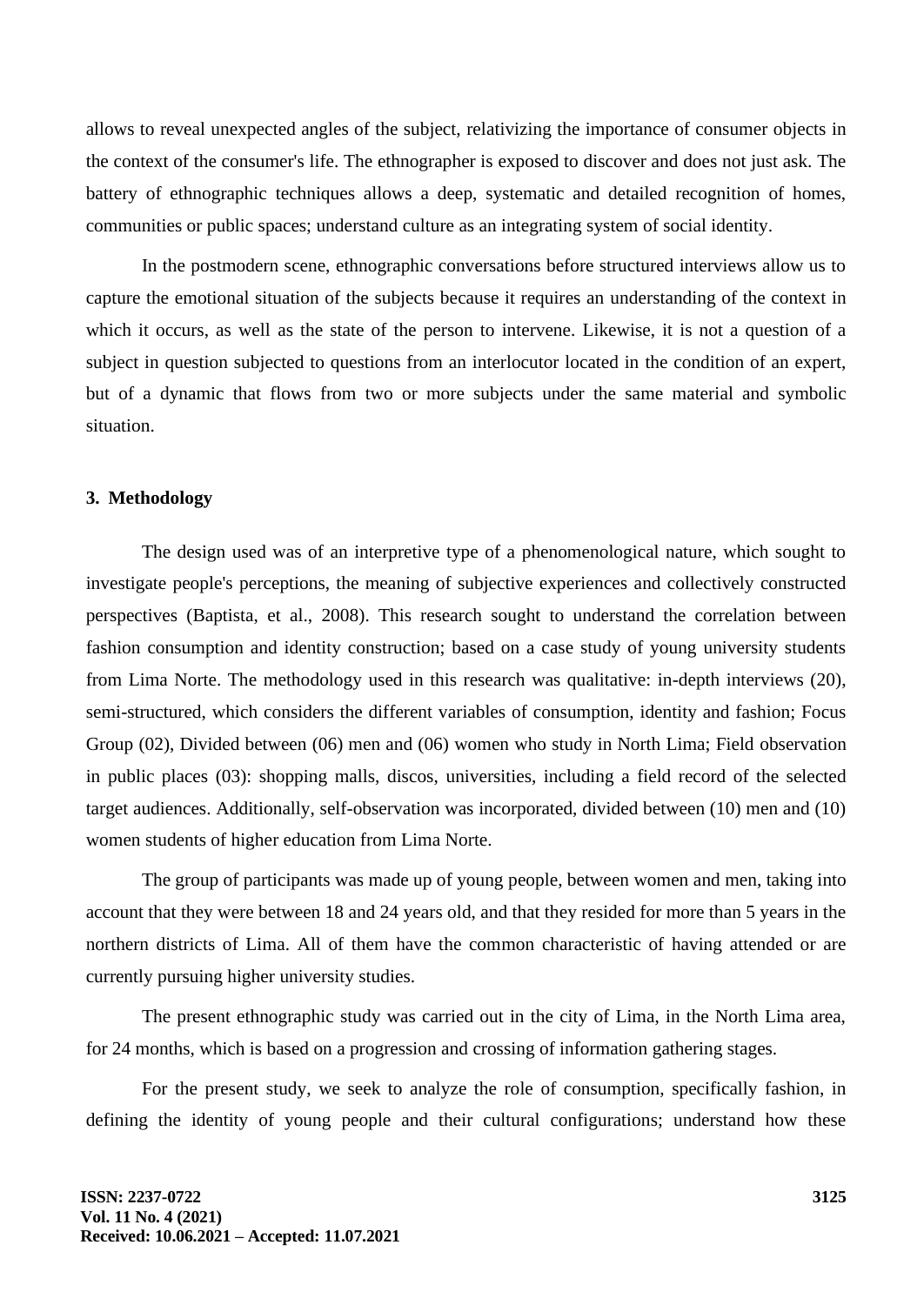allows to reveal unexpected angles of the subject, relativizing the importance of consumer objects in the context of the consumer's life. The ethnographer is exposed to discover and does not just ask. The battery of ethnographic techniques allows a deep, systematic and detailed recognition of homes, communities or public spaces; understand culture as an integrating system of social identity.

In the postmodern scene, ethnographic conversations before structured interviews allow us to capture the emotional situation of the subjects because it requires an understanding of the context in which it occurs, as well as the state of the person to intervene. Likewise, it is not a question of a subject in question subjected to questions from an interlocutor located in the condition of an expert, but of a dynamic that flows from two or more subjects under the same material and symbolic situation.

## 3. Methodology

The design used was of an interpretive type of a phenomenological nature, which sought to investigate people's perceptions, the meaning of subjective experiences and collectively constructed perspectives (Baptista, et al., 2008). This research sought to understand the correlation between fashion consumption and identity construction; based on a case study of young university students from Lima Norte. The methodology used in this research was qualitative: in-depth interviews (20), semi-structured, which considers the different variables of consumption, identity and fashion; Focus Group (02), Divided between (06) men and (06) women who study in North Lima; Field observation in public places (03): shopping malls, discos, universities, including a field record of the selected target audiences. Additionally, self-observation was incorporated, divided between (10) men and (10) women students of higher education from Lima Norte.

The group of participants was made up of young people, between women and men, taking into account that they were between 18 and 24 years old, and that they resided for more than 5 years in the northern districts of Lima. All of them have the common characteristic of having attended or are currently pursuing higher university studies.

The present ethnographic study was carried out in the city of Lima, in the North Lima area, for 24 months, which is based on a progression and crossing of information gathering stages.

For the present study, we seek to analyze the role of consumption, specifically fashion, in defining the identity of young people and their cultural configurations; understand how these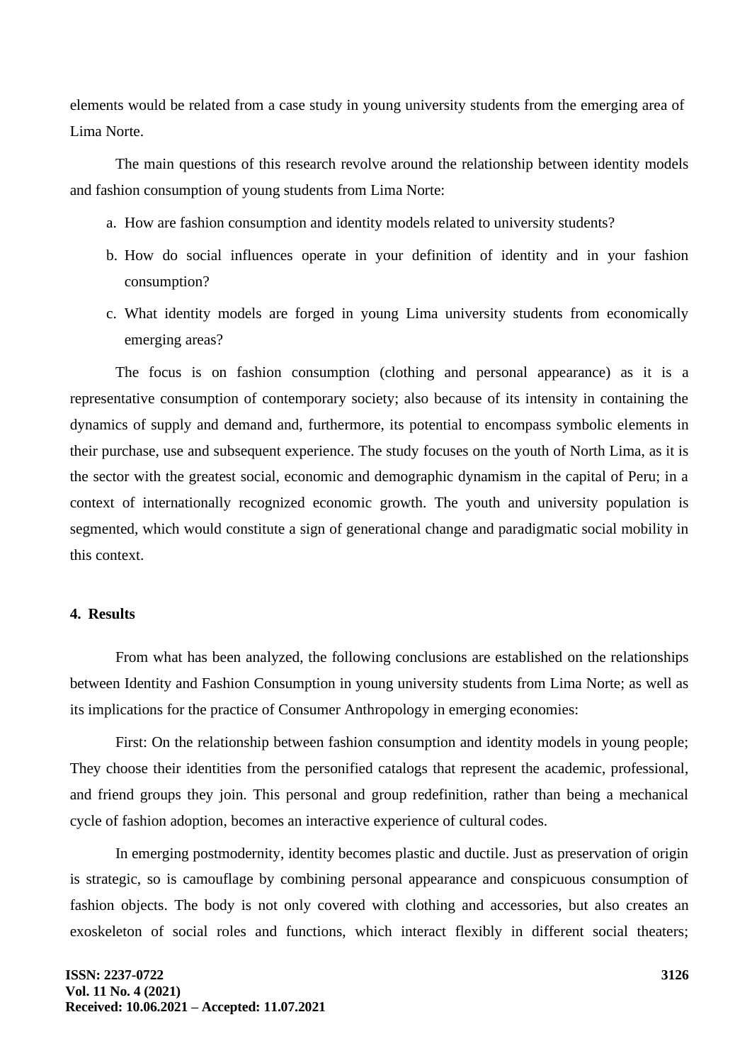elements would be related from a case study in young university students from the emerging area of Lima Norte.

The main questions of this research revolve around the relationship between identity models and fashion consumption of young students from Lima Norte:

a. How are fashion consumption and identity models related to university students?
b. How do social influences operate in your definition of identity and in your fashion consumption?
c. What identity models are forged in young Lima university students from economically emerging areas?

The focus is on fashion consumption (clothing and personal appearance) as it is a representative consumption of contemporary society; also because of its intensity in containing the dynamics of supply and demand and, furthermore, its potential to encompass symbolic elements in their purchase, use and subsequent experience. The study focuses on the youth of North Lima, as it is the sector with the greatest social, economic and demographic dynamism in the capital of Peru; in a context of internationally recognized economic growth. The youth and university population is segmented, which would constitute a sign of generational change and paradigmatic social mobility in this context.

## 4. Results

From what has been analyzed, the following conclusions are established on the relationships between Identity and Fashion Consumption in young university students from Lima Norte; as well as its implications for the practice of Consumer Anthropology in emerging economies:

First: On the relationship between fashion consumption and identity models in young people; They choose their identities from the personified catalogs that represent the academic, professional, and friend groups they join. This personal and group redefinition, rather than being a mechanical cycle of fashion adoption, becomes an interactive experience of cultural codes.

In emerging postmodernity, identity becomes plastic and ductile. Just as preservation of origin is strategic, so is camouflage by combining personal appearance and conspicuous consumption of fashion objects. The body is not only covered with clothing and accessories, but also creates an exoskeleton of social roles and functions, which interact flexibly in different social theaters;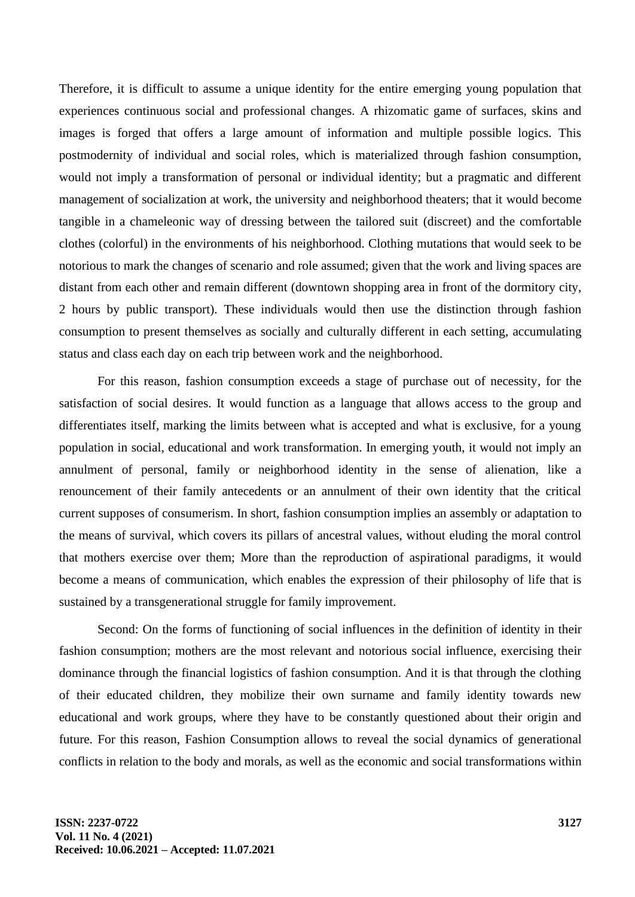Therefore, it is difficult to assume a unique identity for the entire emerging young population that experiences continuous social and professional changes. A rhizomatic game of surfaces, skins and images is forged that offers a large amount of information and multiple possible logics. This postmodernity of individual and social roles, which is materialized through fashion consumption, would not imply a transformation of personal or individual identity; but a pragmatic and different management of socialization at work, the university and neighborhood theaters; that it would become tangible in a chameleonic way of dressing between the tailored suit (discreet) and the comfortable clothes (colorful) in the environments of his neighborhood. Clothing mutations that would seek to be notorious to mark the changes of scenario and role assumed; given that the work and living spaces are distant from each other and remain different (downtown shopping area in front of the dormitory city, 2 hours by public transport). These individuals would then use the distinction through fashion consumption to present themselves as socially and culturally different in each setting, accumulating status and class each day on each trip between work and the neighborhood.

For this reason, fashion consumption exceeds a stage of purchase out of necessity, for the satisfaction of social desires. It would function as a language that allows access to the group and differentiates itself, marking the limits between what is accepted and what is exclusive, for a young population in social, educational and work transformation. In emerging youth, it would not imply an annulment of personal, family or neighborhood identity in the sense of alienation, like a renouncement of their family antecedents or an annulment of their own identity that the critical current supposes of consumerism. In short, fashion consumption implies an assembly or adaptation to the means of survival, which covers its pillars of ancestral values, without eluding the moral control that mothers exercise over them; More than the reproduction of aspirational paradigms, it would become a means of communication, which enables the expression of their philosophy of life that is sustained by a transgenerational struggle for family improvement.

Second: On the forms of functioning of social influences in the definition of identity in their fashion consumption; mothers are the most relevant and notorious social influence, exercising their dominance through the financial logistics of fashion consumption. And it is that through the clothing of their educated children, they mobilize their own surname and family identity towards new educational and work groups, where they have to be constantly questioned about their origin and future. For this reason, Fashion Consumption allows to reveal the social dynamics of generational conflicts in relation to the body and morals, as well as the economic and social transformations within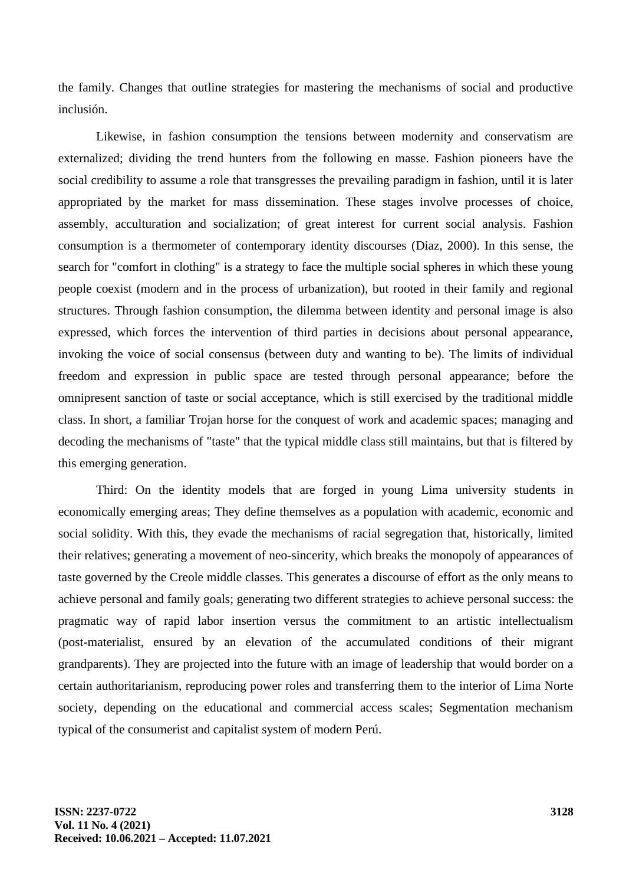the family. Changes that outline strategies for mastering the mechanisms of social and productive inclusión.

Likewise, in fashion consumption the tensions between modernity and conservatism are externalized; dividing the trend hunters from the following en masse. Fashion pioneers have the social credibility to assume a role that transgresses the prevailing paradigm in fashion, until it is later appropriated by the market for mass dissemination. These stages involve processes of choice, assembly, acculturation and socialization; of great interest for current social analysis. Fashion consumption is a thermometer of contemporary identity discourses (Diaz, 2000). In this sense, the search for "comfort in clothing" is a strategy to face the multiple social spheres in which these young people coexist (modern and in the process of urbanization), but rooted in their family and regional structures. Through fashion consumption, the dilemma between identity and personal image is also expressed, which forces the intervention of third parties in decisions about personal appearance, invoking the voice of social consensus (between duty and wanting to be). The limits of individual freedom and expression in public space are tested through personal appearance; before the omnipresent sanction of taste or social acceptance, which is still exercised by the traditional middle class. In short, a familiar Trojan horse for the conquest of work and academic spaces; managing and decoding the mechanisms of "taste" that the typical middle class still maintains, but that is filtered by this emerging generation.

Third: On the identity models that are forged in young Lima university students in economically emerging areas; They define themselves as a population with academic, economic and social solidity. With this, they evade the mechanisms of racial segregation that, historically, limited their relatives; generating a movement of neo-sincerity, which breaks the monopoly of appearances of taste governed by the Creole middle classes. This generates a discourse of effort as the only means to achieve personal and family goals; generating two different strategies to achieve personal success: the pragmatic way of rapid labor insertion versus the commitment to an artistic intellectualism (post-materialist, ensured by an elevation of the accumulated conditions of their migrant grandparents). They are projected into the future with an image of leadership that would border on a certain authoritarianism, reproducing power roles and transferring them to the interior of Lima Norte society, depending on the educational and commercial access scales; Segmentation mechanism typical of the consumerist and capitalist system of modern Perú.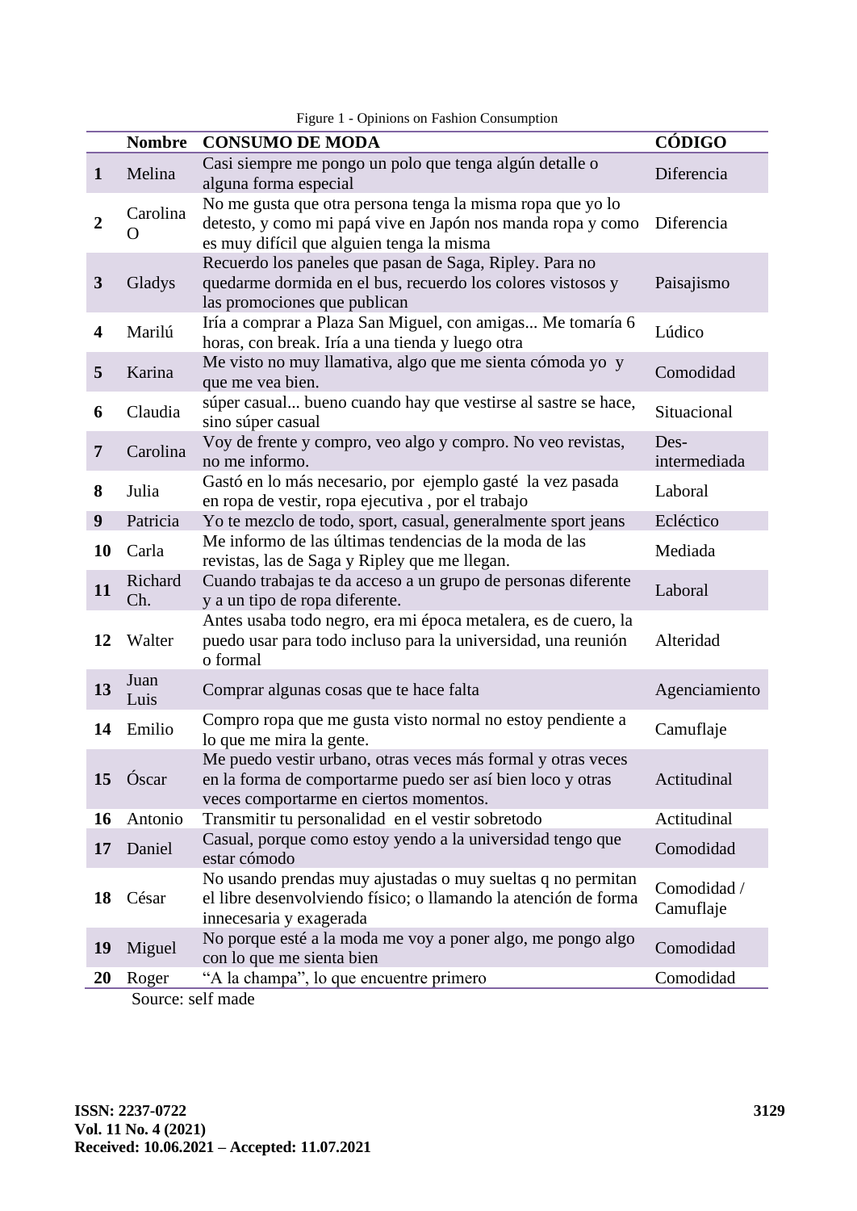Figure 1 - Opinions on Fashion Consumption

| | Nombre | CONSUMO DE MODA | CÓDIGO |
|---|---|---|---|
| **1** | Melina | Casi siempre me pongo un polo que tenga algún detalle o alguna forma especial | Diferencia |
| **2** | Carolina O | No me gusta que otra persona tenga la misma ropa que yo lo detesto, y como mi papá vive en Japón nos manda ropa y como es muy difícil que alguien tenga la misma | Diferencia |
| **3** | Gladys | Recuerdo los paneles que pasan de Saga, Ripley. Para no quedarme dormida en el bus, recuerdo los colores vistosos y las promociones que publican | Paisajismo |
| **4** | Marilú | Iría a comprar a Plaza San Miguel, con amigas... Me tomaría 6 horas, con break. Iría a una tienda y luego otra | Lúdico |
| **5** | Karina | Me visto no muy llamativa, algo que me sienta cómoda yo y que me vea bien. | Comodidad |
| **6** | Claudia | súper casual... bueno cuando hay que vestirse al sastre se hace, sino súper casual | Situacional |
| **7** | Carolina | Voy de frente y compro, veo algo y compro. No veo revistas, no me informo. | Des-intermediada |
| **8** | Julia | Gastó en lo más necesario, por ejemplo gasté la vez pasada en ropa de vestir, ropa ejecutiva , por el trabajo | Laboral |
| **9** | Patricia | Yo te mezclo de todo, sport, casual, generalmente sport jeans | Ecléctico |
| **10** | Carla | Me informo de las últimas tendencias de la moda de las revistas, las de Saga y Ripley que me llegan. | Mediada |
| **11** | Richard Ch. | Cuando trabajas te da acceso a un grupo de personas diferente y a un tipo de ropa diferente. | Laboral |
| **12** | Walter | Antes usaba todo negro, era mi época metalera, es de cuero, la puedo usar para todo incluso para la universidad, una reunión o formal | Alteridad |
| **13** | Juan Luis | Comprar algunas cosas que te hace falta | Agenciamiento |
| **14** | Emilio | Compro ropa que me gusta visto normal no estoy pendiente a lo que me mira la gente. | Camuflaje |
| **15** | Óscar | Me puedo vestir urbano, otras veces más formal y otras veces en la forma de comportarme puedo ser así bien loco y otras veces comportarme en ciertos momentos. | Actitudinal |
| **16** | Antonio | Transmitir tu personalidad en el vestir sobretodo | Actitudinal |
| **17** | Daniel | Casual, porque como estoy yendo a la universidad tengo que estar cómodo | Comodidad |
| **18** | César | No usando prendas muy ajustadas o muy sueltas q no permitan el libre desenvolviendo físico; o llamando la atención de forma innecesaria y exagerada | Comodidad / Camuflaje |
| **19** | Miguel | No porque esté a la moda me voy a poner algo, me pongo algo con lo que me sienta bien | Comodidad |
| **20** | Roger | "A la champa", lo que encuentre primero | Comodidad |

Source: self made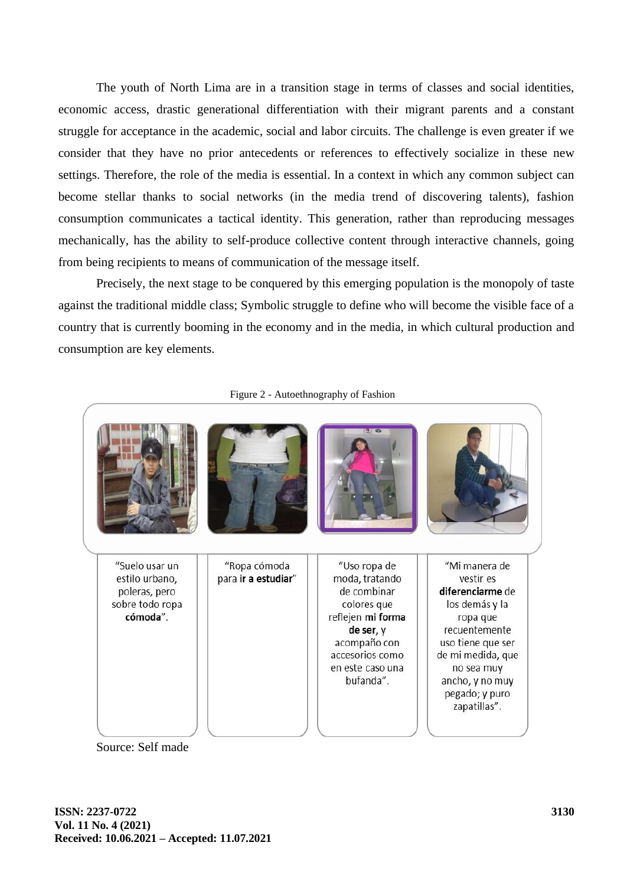The youth of North Lima are in a transition stage in terms of classes and social identities, economic access, drastic generational differentiation with their migrant parents and a constant struggle for acceptance in the academic, social and labor circuits. The challenge is even greater if we consider that they have no prior antecedents or references to effectively socialize in these new settings. Therefore, the role of the media is essential. In a context in which any common subject can become stellar thanks to social networks (in the media trend of discovering talents), fashion consumption communicates a tactical identity. This generation, rather than reproducing messages mechanically, has the ability to self-produce collective content through interactive channels, going from being recipients to means of communication of the message itself.

Precisely, the next stage to be conquered by this emerging population is the monopoly of taste against the traditional middle class; Symbolic struggle to define who will become the visible face of a country that is currently booming in the economy and in the media, in which cultural production and consumption are key elements.

Figure 2 - Autoethnography of Fashion

| "Suelo usar un estilo urbano, poleras, pero sobre todo ropa **cómoda**". | "Ropa cómoda para **ir a estudiar**" | "Uso ropa de moda, tratando de combinar colores que reflejen **mi forma de ser**, y acompaño con accesorios como en este caso una bufanda". | "Mi manera de vestir es **diferenciarme** de los demás y la ropa que recuentemente uso tiene que ser de mi medida, que no sea muy ancho, y no muy pegado; y puro zapatillas". |
| --- | --- | --- | --- |

Source: Self made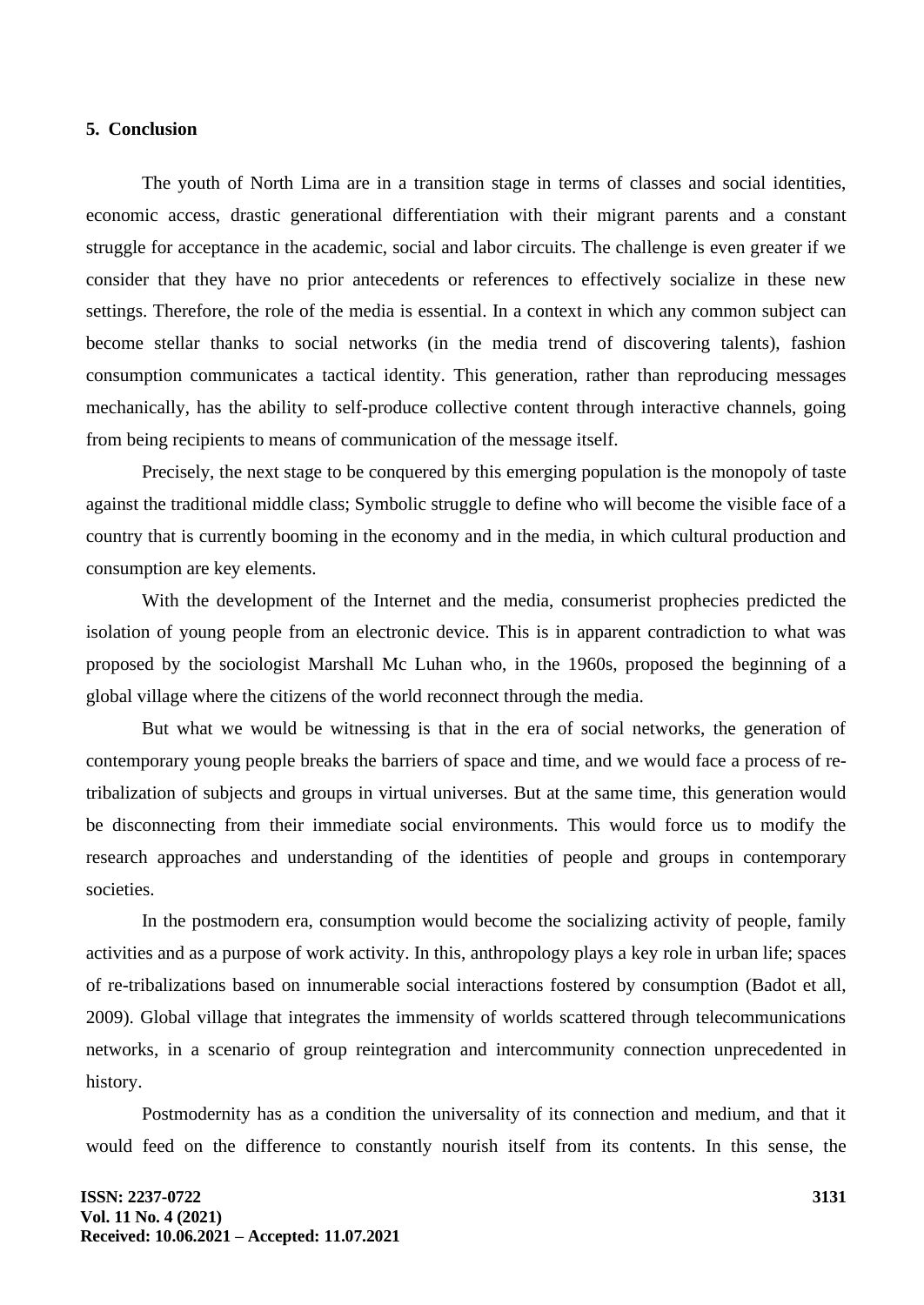## 5. Conclusion

The youth of North Lima are in a transition stage in terms of classes and social identities, economic access, drastic generational differentiation with their migrant parents and a constant struggle for acceptance in the academic, social and labor circuits. The challenge is even greater if we consider that they have no prior antecedents or references to effectively socialize in these new settings. Therefore, the role of the media is essential. In a context in which any common subject can become stellar thanks to social networks (in the media trend of discovering talents), fashion consumption communicates a tactical identity. This generation, rather than reproducing messages mechanically, has the ability to self-produce collective content through interactive channels, going from being recipients to means of communication of the message itself.

Precisely, the next stage to be conquered by this emerging population is the monopoly of taste against the traditional middle class; Symbolic struggle to define who will become the visible face of a country that is currently booming in the economy and in the media, in which cultural production and consumption are key elements.

With the development of the Internet and the media, consumerist prophecies predicted the isolation of young people from an electronic device. This is in apparent contradiction to what was proposed by the sociologist Marshall Mc Luhan who, in the 1960s, proposed the beginning of a global village where the citizens of the world reconnect through the media.

But what we would be witnessing is that in the era of social networks, the generation of contemporary young people breaks the barriers of space and time, and we would face a process of re-tribalization of subjects and groups in virtual universes. But at the same time, this generation would be disconnecting from their immediate social environments. This would force us to modify the research approaches and understanding of the identities of people and groups in contemporary societies.

In the postmodern era, consumption would become the socializing activity of people, family activities and as a purpose of work activity. In this, anthropology plays a key role in urban life; spaces of re-tribalizations based on innumerable social interactions fostered by consumption (Badot et all, 2009). Global village that integrates the immensity of worlds scattered through telecommunications networks, in a scenario of group reintegration and intercommunity connection unprecedented in history.

Postmodernity has as a condition the universality of its connection and medium, and that it would feed on the difference to constantly nourish itself from its contents. In this sense, the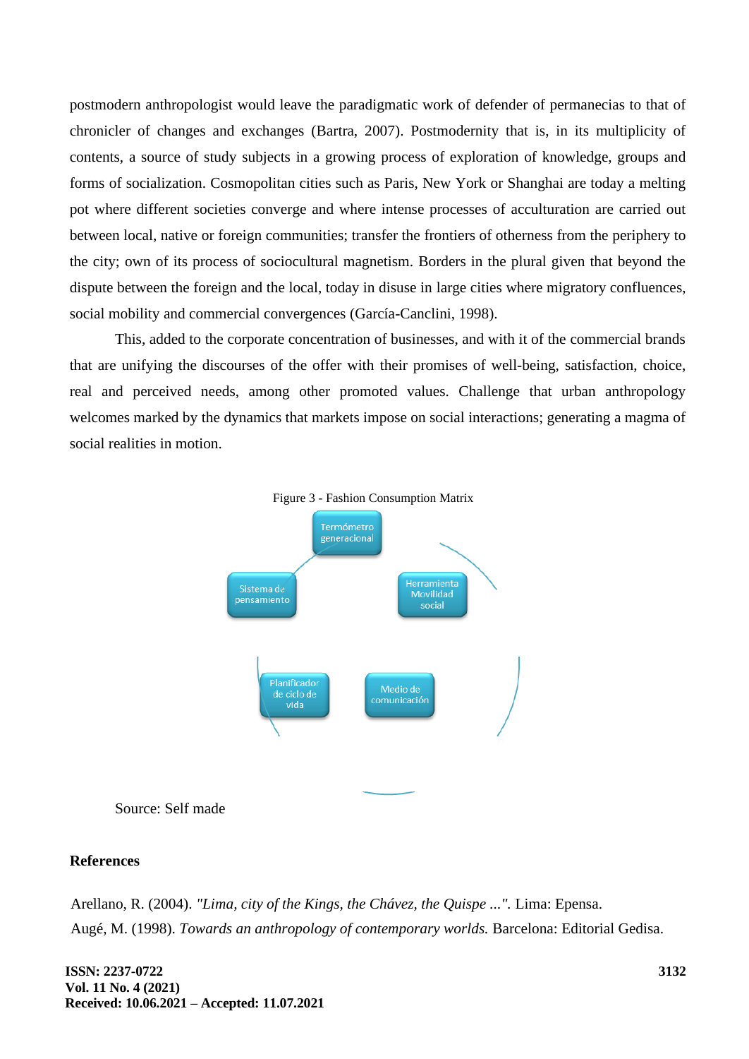postmodern anthropologist would leave the paradigmatic work of defender of permanecias to that of chronicler of changes and exchanges (Bartra, 2007). Postmodernity that is, in its multiplicity of contents, a source of study subjects in a growing process of exploration of knowledge, groups and forms of socialization. Cosmopolitan cities such as Paris, New York or Shanghai are today a melting pot where different societies converge and where intense processes of acculturation are carried out between local, native or foreign communities; transfer the frontiers of otherness from the periphery to the city; own of its process of sociocultural magnetism. Borders in the plural given that beyond the dispute between the foreign and the local, today in disuse in large cities where migratory confluences, social mobility and commercial convergences (García-Canclini, 1998).

This, added to the corporate concentration of businesses, and with it of the commercial brands that are unifying the discourses of the offer with their promises of well-being, satisfaction, choice, real and perceived needs, among other promoted values. Challenge that urban anthropology welcomes marked by the dynamics that markets impose on social interactions; generating a magma of social realities in motion.

Figure 3 - Fashion Consumption Matrix

Termómetro generacional

Herramienta Movilidad social

Medio de comunicación

Planificador de ciclo de vida

Sistema de pensamiento

Source: Self made

**References**

Arellano, R. (2004). *"Lima, city of the Kings, the Chávez, the Quispe ...".* Lima: Epensa.

Augé, M. (1998). *Towards an anthropology of contemporary worlds.* Barcelona: Editorial Gedisa.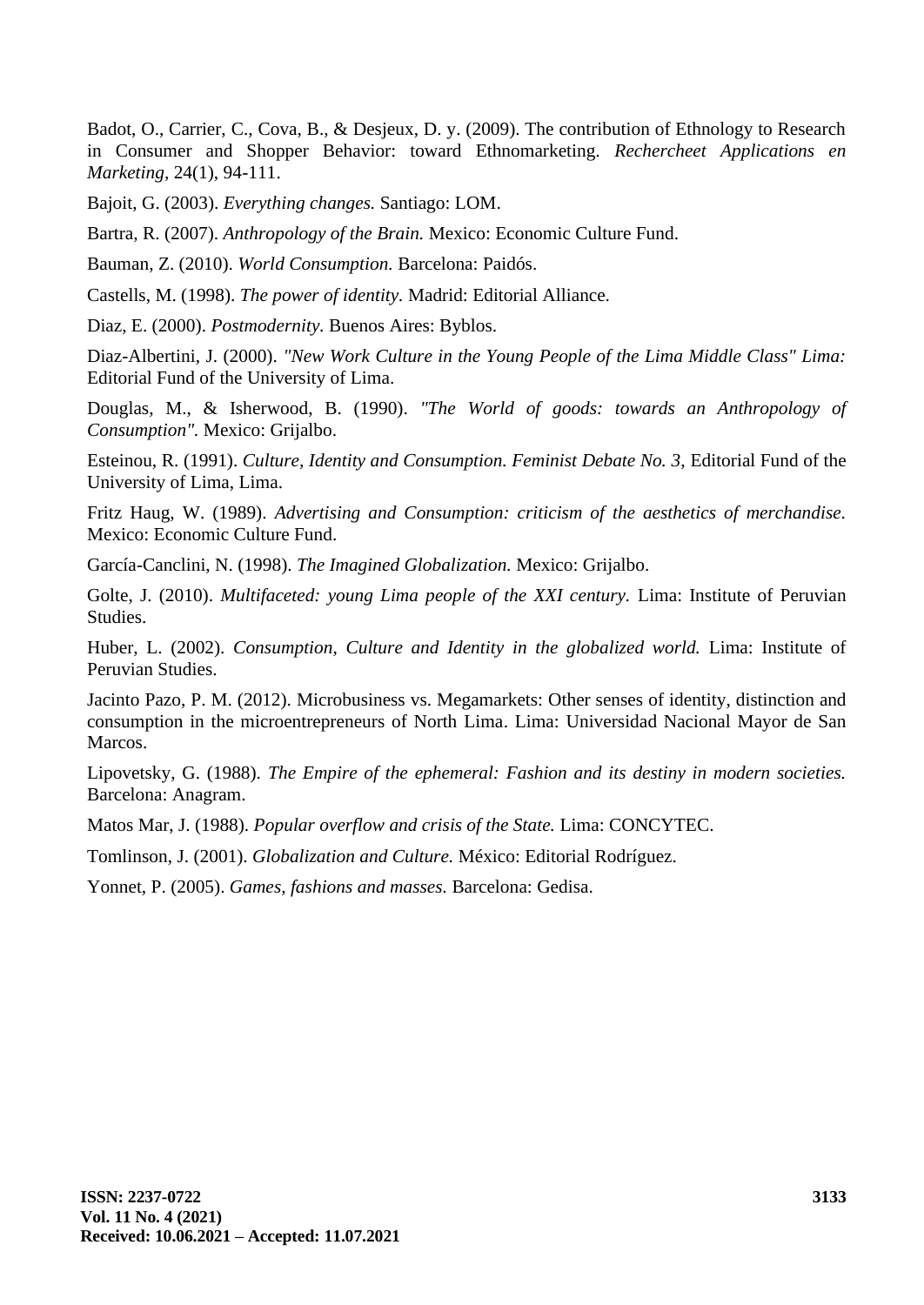Badot, O., Carrier, C., Cova, B., & Desjeux, D. y. (2009). The contribution of Ethnology to Research in Consumer and Shopper Behavior: toward Ethnomarketing. *Rechercheet Applications en Marketing,* 24(1), 94-111.

Bajoit, G. (2003). *Everything changes.* Santiago: LOM.

Bartra, R. (2007). *Anthropology of the Brain.* Mexico: Economic Culture Fund.

Bauman, Z. (2010). *World Consumption.* Barcelona: Paidós.

Castells, M. (1998). *The power of identity.* Madrid: Editorial Alliance.

Diaz, E. (2000). *Postmodernity.* Buenos Aires: Byblos.

Diaz-Albertini, J. (2000). *"New Work Culture in the Young People of the Lima Middle Class" Lima:* Editorial Fund of the University of Lima.

Douglas, M., & Isherwood, B. (1990). *"The World of goods: towards an Anthropology of Consumption".* Mexico: Grijalbo.

Esteinou, R. (1991). *Culture, Identity and Consumption. Feminist Debate No. 3,* Editorial Fund of the University of Lima, Lima.

Fritz Haug, W. (1989). *Advertising and Consumption: criticism of the aesthetics of merchandise.* Mexico: Economic Culture Fund.

García-Canclini, N. (1998). *The Imagined Globalization.* Mexico: Grijalbo.

Golte, J. (2010). *Multifaceted: young Lima people of the XXI century.* Lima: Institute of Peruvian Studies.

Huber, L. (2002). *Consumption, Culture and Identity in the globalized world.* Lima: Institute of Peruvian Studies.

Jacinto Pazo, P. M. (2012). Microbusiness vs. Megamarkets: Other senses of identity, distinction and consumption in the microentrepreneurs of North Lima. Lima: Universidad Nacional Mayor de San Marcos.

Lipovetsky, G. (1988). *The Empire of the ephemeral: Fashion and its destiny in modern societies.* Barcelona: Anagram.

Matos Mar, J. (1988). *Popular overflow and crisis of the State.* Lima: CONCYTEC.

Tomlinson, J. (2001). *Globalization and Culture.* México: Editorial Rodríguez.

Yonnet, P. (2005). *Games, fashions and masses.* Barcelona: Gedisa.